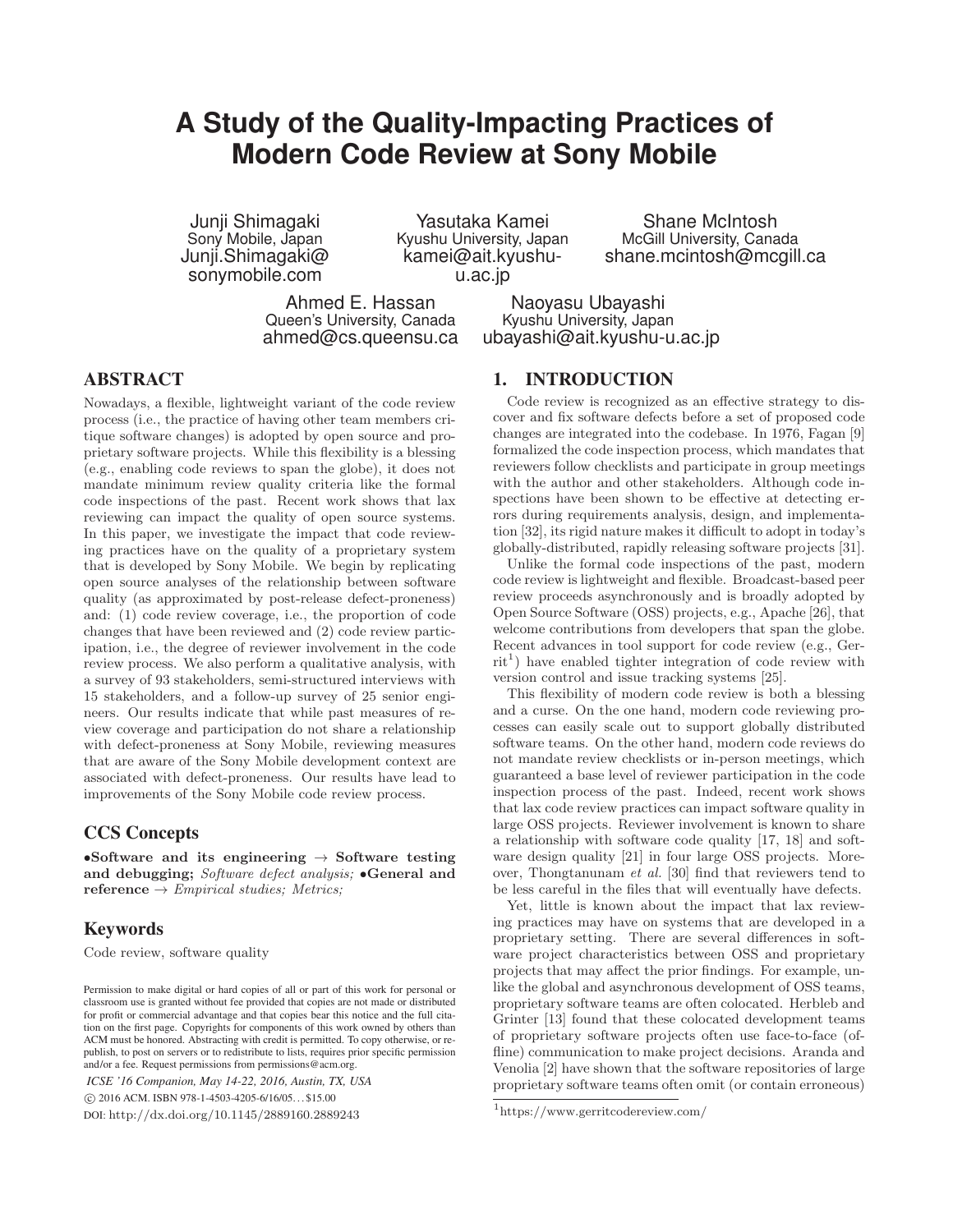# A Study of the Quality-Impacting Practices of Modern Code Review at Sony Mobile

Junji Shimagaki
Sony Mobile, Japan
Junji.Shimagaki@sonymobile.com

Yasutaka Kamei
Kyushu University, Japan
kamei@ait.kyushu-u.ac.jp

Shane McIntosh
McGill University, Canada
shane.mcintosh@mcgill.ca

Ahmed E. Hassan
Queen's University, Canada
ahmed@cs.queensu.ca

Naoyasu Ubayashi
Kyushu University, Japan
ubayashi@ait.kyushu-u.ac.jp

## ABSTRACT

Nowadays, a flexible, lightweight variant of the code review process (i.e., the practice of having other team members critique software changes) is adopted by open source and proprietary software projects. While this flexibility is a blessing (e.g., enabling code reviews to span the globe), it does not mandate minimum review quality criteria like the formal code inspections of the past. Recent work shows that lax reviewing can impact the quality of open source systems. In this paper, we investigate the impact that code reviewing practices have on the quality of a proprietary system that is developed by Sony Mobile. We begin by replicating open source analyses of the relationship between software quality (as approximated by post-release defect-proneness) and: (1) code review coverage, i.e., the proportion of code changes that have been reviewed and (2) code review participation, i.e., the degree of reviewer involvement in the code review process. We also perform a qualitative analysis, with a survey of 93 stakeholders, semi-structured interviews with 15 stakeholders, and a follow-up survey of 25 senior engineers. Our results indicate that while past measures of review coverage and participation do not share a relationship with defect-proneness at Sony Mobile, reviewing measures that are aware of the Sony Mobile development context are associated with defect-proneness. Our results have lead to improvements of the Sony Mobile code review process.

## CCS Concepts

•**Software and its engineering** → **Software testing and debugging;** *Software defect analysis;* •**General and reference** → *Empirical studies; Metrics;*

## Keywords

Code review, software quality

Permission to make digital or hard copies of all or part of this work for personal or classroom use is granted without fee provided that copies are not made or distributed for profit or commercial advantage and that copies bear this notice and the full citation on the first page. Copyrights for components of this work owned by others than ACM must be honored. Abstracting with credit is permitted. To copy otherwise, or republish, to post on servers or to redistribute to lists, requires prior specific permission and/or a fee. Request permissions from permissions@acm.org.

*ICSE '16 Companion, May 14-22, 2016, Austin, TX, USA*
© 2016 ACM. ISBN 978-1-4503-4205-6/16/05…$15.00
DOI: http://dx.doi.org/10.1145/2889160.2889243

## 1. INTRODUCTION

Code review is recognized as an effective strategy to discover and fix software defects before a set of proposed code changes are integrated into the codebase. In 1976, Fagan [9] formalized the code inspection process, which mandates that reviewers follow checklists and participate in group meetings with the author and other stakeholders. Although code inspections have been shown to be effective at detecting errors during requirements analysis, design, and implementation [32], its rigid nature makes it difficult to adopt in today's globally-distributed, rapidly releasing software projects [31].

Unlike the formal code inspections of the past, modern code review is lightweight and flexible. Broadcast-based peer review proceeds asynchronously and is broadly adopted by Open Source Software (OSS) projects, e.g., Apache [26], that welcome contributions from developers that span the globe. Recent advances in tool support for code review (e.g., Gerrit[1]) have enabled tighter integration of code review with version control and issue tracking systems [25].

This flexibility of modern code review is both a blessing and a curse. On the one hand, modern code reviewing processes can easily scale out to support globally distributed software teams. On the other hand, modern code reviews do not mandate review checklists or in-person meetings, which guaranteed a base level of reviewer participation in the code inspection process of the past. Indeed, recent work shows that lax code review practices can impact software quality in large OSS projects. Reviewer involvement is known to share a relationship with software code quality [17, 18] and software design quality [21] in four large OSS projects. Moreover, Thongtanunam *et al.* [30] find that reviewers tend to be less careful in the files that will eventually have defects.

Yet, little is known about the impact that lax reviewing practices may have on systems that are developed in a proprietary setting. There are several differences in software project characteristics between OSS and proprietary projects that may affect the prior findings. For example, unlike the global and asynchronous development of OSS teams, proprietary software teams are often colocated. Herbleb and Grinter [13] found that these colocated development teams of proprietary software projects often use face-to-face (offline) communication to make project decisions. Aranda and Venolia [2] have shown that the software repositories of large proprietary software teams often omit (or contain erroneous)

[1] https://www.gerritcodereview.com/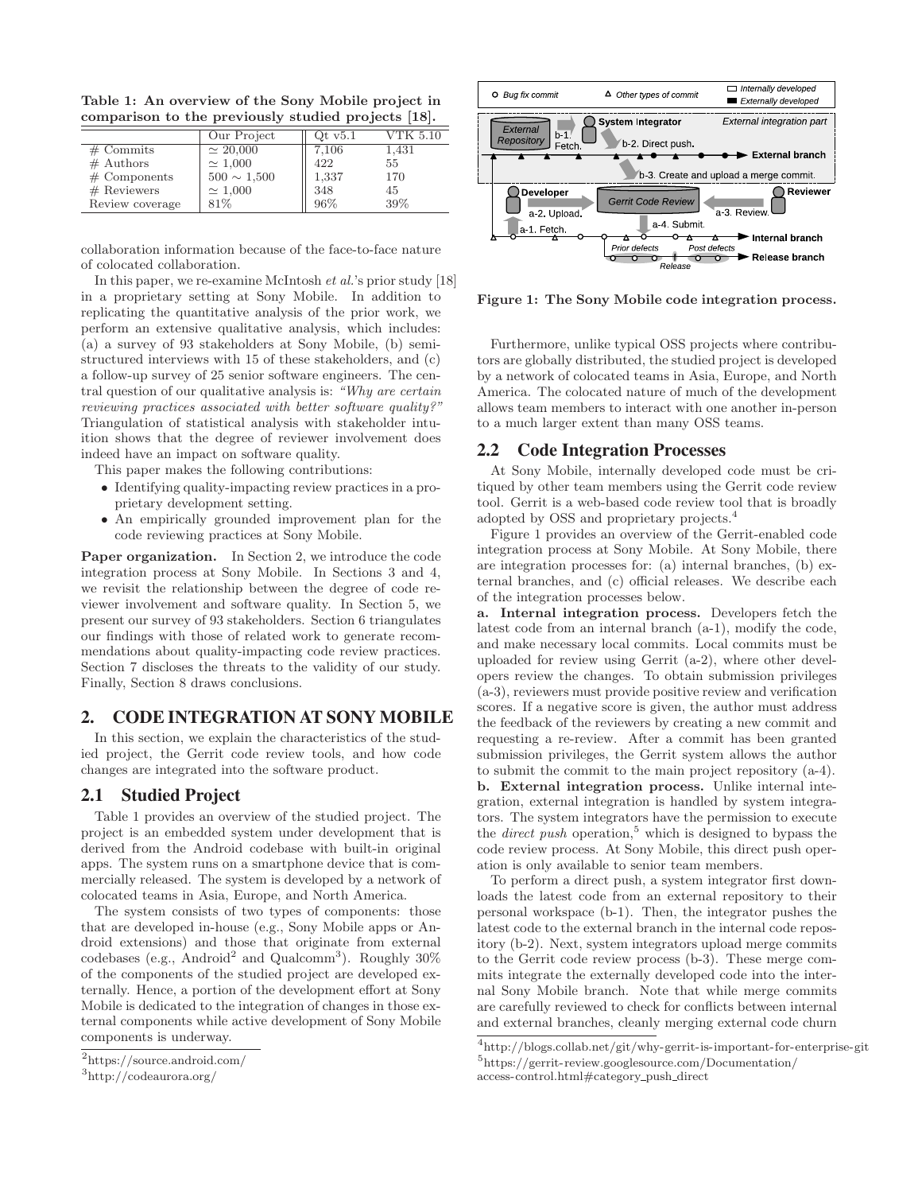**Table 1: An overview of the Sony Mobile project in comparison to the previously studied projects [18].**

| | Our Project | Qt v5.1 | VTK 5.10 |
|---|---|---|---|
| # Commits | $\simeq 20{,}000$ | 7,106 | 1,431 |
| # Authors | $\simeq 1{,}000$ | 422 | 55 |
| # Components | $500 \sim 1{,}500$ | 1,337 | 170 |
| # Reviewers | $\simeq 1{,}000$ | 348 | 45 |
| Review coverage | 81% | 96% | 39% |

collaboration information because of the face-to-face nature of colocated collaboration.

In this paper, we re-examine McIntosh *et al.*'s prior study [18] in a proprietary setting at Sony Mobile. In addition to replicating the quantitative analysis of the prior work, we perform an extensive qualitative analysis, which includes: (a) a survey of 93 stakeholders at Sony Mobile, (b) semi-structured interviews with 15 of these stakeholders, and (c) a follow-up survey of 25 senior software engineers. The central question of our qualitative analysis is: *"Why are certain reviewing practices associated with better software quality?"* Triangulation of statistical analysis with stakeholder intuition shows that the degree of reviewer involvement does indeed have an impact on software quality.

This paper makes the following contributions:

- Identifying quality-impacting review practices in a proprietary development setting.
- An empirically grounded improvement plan for the code reviewing practices at Sony Mobile.

**Paper organization.** In Section 2, we introduce the code integration process at Sony Mobile. In Sections 3 and 4, we revisit the relationship between the degree of code reviewer involvement and software quality. In Section 5, we present our survey of 93 stakeholders. Section 6 triangulates our findings with those of related work to generate recommendations about quality-impacting code review practices. Section 7 discloses the threats to the validity of our study. Finally, Section 8 draws conclusions.

## 2. CODE INTEGRATION AT SONY MOBILE

In this section, we explain the characteristics of the studied project, the Gerrit code review tools, and how code changes are integrated into the software product.

### 2.1 Studied Project

Table 1 provides an overview of the studied project. The project is an embedded system under development that is derived from the Android codebase with built-in original apps. The system runs on a smartphone device that is commercially released. The system is developed by a network of colocated teams in Asia, Europe, and North America.

The system consists of two types of components: those that are developed in-house (e.g., Sony Mobile apps or Android extensions) and those that originate from external codebases (e.g., Android[2] and Qualcomm[3]). Roughly 30% of the components of the studied project are developed externally. Hence, a portion of the development effort at Sony Mobile is dedicated to the integration of changes in those external components while active development of Sony Mobile components is underway.

[2] https://source.android.com/

[3] http://codeaurora.org/

**Figure 1: The Sony Mobile code integration process.**

Furthermore, unlike typical OSS projects where contributors are globally distributed, the studied project is developed by a network of colocated teams in Asia, Europe, and North America. The colocated nature of much of the development allows team members to interact with one another in-person to a much larger extent than many OSS teams.

### 2.2 Code Integration Processes

At Sony Mobile, internally developed code must be critiqued by other team members using the Gerrit code review tool. Gerrit is a web-based code review tool that is broadly adopted by OSS and proprietary projects.[4]

Figure 1 provides an overview of the Gerrit-enabled code integration process at Sony Mobile. At Sony Mobile, there are integration processes for: (a) internal branches, (b) external branches, and (c) official releases. We describe each of the integration processes below.

**a. Internal integration process.** Developers fetch the latest code from an internal branch (a-1), modify the code, and make necessary local commits. Local commits must be uploaded for review using Gerrit (a-2), where other developers review the changes. To obtain submission privileges (a-3), reviewers must provide positive review and verification scores. If a negative score is given, the author must address the feedback of the reviewers by creating a new commit and requesting a re-review. After a commit has been granted submission privileges, the Gerrit system allows the author to submit the commit to the main project repository (a-4).

**b. External integration process.** Unlike internal integration, external integration is handled by system integrators. The system integrators have the permission to execute the *direct push* operation,[5] which is designed to bypass the code review process. At Sony Mobile, this direct push operation is only available to senior team members.

To perform a direct push, a system integrator first downloads the latest code from an external repository to their personal workspace (b-1). Then, the integrator pushes the latest code to the external branch in the internal code repository (b-2). Next, system integrators upload merge commits to the Gerrit code review process (b-3). These merge commits integrate the externally developed code into the internal Sony Mobile branch. Note that while merge commits are carefully reviewed to check for conflicts between internal and external branches, cleanly merging external code churn

[4] http://blogs.collab.net/git/why-gerrit-is-important-for-enterprise-git

[5] https://gerrit-review.googlesource.com/Documentation/access-control.html#category_push_direct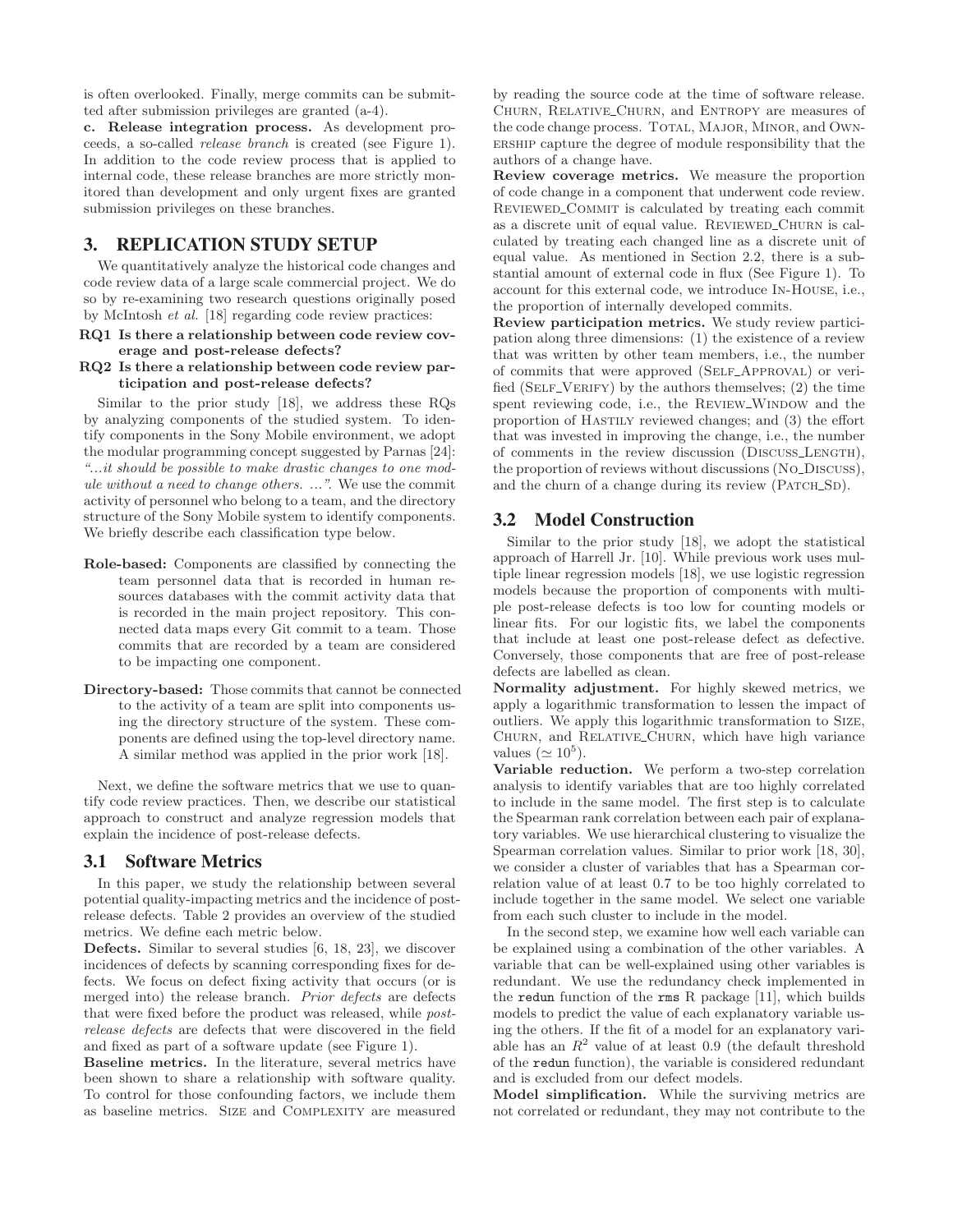is often overlooked. Finally, merge commits can be submitted after submission privileges are granted (a-4).

**c. Release integration process.** As development proceeds, a so-called *release branch* is created (see Figure 1). In addition to the code review process that is applied to internal code, these release branches are more strictly monitored than development and only urgent fixes are granted submission privileges on these branches.

## 3. REPLICATION STUDY SETUP

We quantitatively analyze the historical code changes and code review data of a large scale commercial project. We do so by re-examining two research questions originally posed by McIntosh *et al.* [18] regarding code review practices:

**RQ1 Is there a relationship between code review coverage and post-release defects?**

**RQ2 Is there a relationship between code review participation and post-release defects?**

Similar to the prior study [18], we address these RQs by analyzing components of the studied system. To identify components in the Sony Mobile environment, we adopt the modular programming concept suggested by Parnas [24]: *"...it should be possible to make drastic changes to one module without a need to change others. ..."*. We use the commit activity of personnel who belong to a team, and the directory structure of the Sony Mobile system to identify components. We briefly describe each classification type below.

**Role-based:** Components are classified by connecting the team personnel data that is recorded in human resources databases with the commit activity data that is recorded in the main project repository. This connected data maps every Git commit to a team. Those commits that are recorded by a team are considered to be impacting one component.

**Directory-based:** Those commits that cannot be connected to the activity of a team are split into components using the directory structure of the system. These components are defined using the top-level directory name. A similar method was applied in the prior work [18].

Next, we define the software metrics that we use to quantify code review practices. Then, we describe our statistical approach to construct and analyze regression models that explain the incidence of post-release defects.

### 3.1 Software Metrics

In this paper, we study the relationship between several potential quality-impacting metrics and the incidence of post-release defects. Table 2 provides an overview of the studied metrics. We define each metric below.

**Defects.** Similar to several studies [6, 18, 23], we discover incidences of defects by scanning corresponding fixes for defects. We focus on defect fixing activity that occurs (or is merged into) the release branch. *Prior defects* are defects that were fixed before the product was released, while *post-release defects* are defects that were discovered in the field and fixed as part of a software update (see Figure 1).

**Baseline metrics.** In the literature, several metrics have been shown to share a relationship with software quality. To control for those confounding factors, we include them as baseline metrics. SIZE and COMPLEXITY are measured by reading the source code at the time of software release. CHURN, RELATIVE_CHURN, and ENTROPY are measures of the code change process. TOTAL, MAJOR, MINOR, and OWNERSHIP capture the degree of module responsibility that the authors of a change have.

**Review coverage metrics.** We measure the proportion of code change in a component that underwent code review. REVIEWED_COMMIT is calculated by treating each commit as a discrete unit of equal value. REVIEWED_CHURN is calculated by treating each changed line as a discrete unit of equal value. As mentioned in Section 2.2, there is a substantial amount of external code in flux (See Figure 1). To account for this external code, we introduce IN-HOUSE, i.e., the proportion of internally developed commits.

**Review participation metrics.** We study review participation along three dimensions: (1) the existence of a review that was written by other team members, i.e., the number of commits that were approved (SELF_APPROVAL) or verified (SELF_VERIFY) by the authors themselves; (2) the time spent reviewing code, i.e., the REVIEW_WINDOW and the proportion of HASTILY reviewed changes; and (3) the effort that was invested in improving the change, i.e., the number of comments in the review discussion (DISCUSS_LENGTH), the proportion of reviews without discussions (NO_DISCUSS), and the churn of a change during its review (PATCH_SD).

### 3.2 Model Construction

Similar to the prior study [18], we adopt the statistical approach of Harrell Jr. [10]. While previous work uses multiple linear regression models [18], we use logistic regression models because the proportion of components with multiple post-release defects is too low for counting models or linear fits. For our logistic fits, we label the components that include at least one post-release defect as defective. Conversely, those components that are free of post-release defects are labelled as clean.

**Normality adjustment.** For highly skewed metrics, we apply a logarithmic transformation to lessen the impact of outliers. We apply this logarithmic transformation to SIZE, CHURN, and RELATIVE_CHURN, which have high variance values ($\simeq 10^5$).

**Variable reduction.** We perform a two-step correlation analysis to identify variables that are too highly correlated to include in the same model. The first step is to calculate the Spearman rank correlation between each pair of explanatory variables. We use hierarchical clustering to visualize the Spearman correlation values. Similar to prior work [18, 30], we consider a cluster of variables that has a Spearman correlation value of at least 0.7 to be too highly correlated to include together in the same model. We select one variable from each such cluster to include in the model.

In the second step, we examine how well each variable can be explained using a combination of the other variables. A variable that can be well-explained using other variables is redundant. We use the redundancy check implemented in the `redun` function of the `rms` R package [11], which builds models to predict the value of each explanatory variable using the others. If the fit of a model for an explanatory variable has an $R^2$ value of at least 0.9 (the default threshold of the `redun` function), the variable is considered redundant and is excluded from our defect models.

**Model simplification.** While the surviving metrics are not correlated or redundant, they may not contribute to the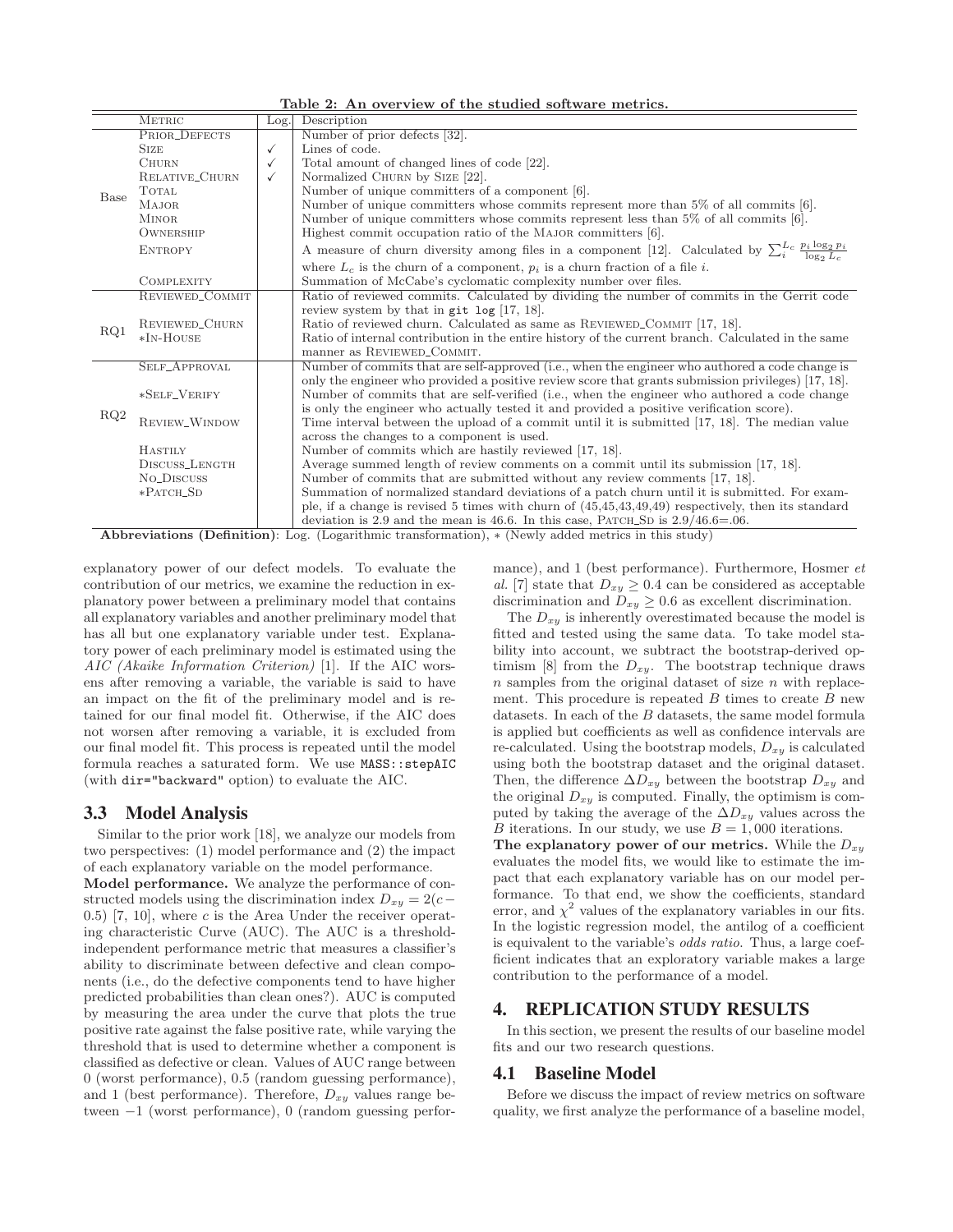**Table 2: An overview of the studied software metrics.**

| | Metric | Log. | Description |
|---|---|---|---|
| Base | Prior_Defects | | Number of prior defects [32]. |
| | Size | ✓ | Lines of code. |
| | Churn | ✓ | Total amount of changed lines of code [22]. |
| | Relative_Churn | ✓ | Normalized Churn by Size [22]. |
| | Total | | Number of unique committers of a component [6]. |
| | Major | | Number of unique committers whose commits represent more than 5% of all commits [6]. |
| | Minor | | Number of unique committers whose commits represent less than 5% of all commits [6]. |
| | Ownership | | Highest commit occupation ratio of the Major committers [6]. |
| | Entropy | | A measure of churn diversity among files in a component [12]. Calculated by $\sum_i^{L_c} \frac{p_i \log_2 p_i}{\log_2 L_c}$ where $L_c$ is the churn of a component, $p_i$ is a churn fraction of a file $i$. |
| | Complexity | | Summation of McCabe's cyclomatic complexity number over files. |
| RQ1 | Reviewed_Commit | | Ratio of reviewed commits. Calculated by dividing the number of commits in the Gerrit code review system by that in `git log` [17, 18]. |
| | Reviewed_Churn | | Ratio of reviewed churn. Calculated as same as Reviewed_Commit [17, 18]. |
| | *In-House | | Ratio of internal contribution in the entire history of the current branch. Calculated in the same manner as Reviewed_Commit. |
| RQ2 | Self_Approval | | Number of commits that are self-approved (i.e., when the engineer who authored a code change is only the engineer who provided a positive review score that grants submission privileges) [17, 18]. |
| | *Self_Verify | | Number of commits that are self-verified (i.e., when the engineer who authored a code change is only the engineer who actually tested it and provided a positive verification score). |
| | Review_Window | | Time interval between the upload of a commit until it is submitted [17, 18]. The median value across the changes to a component is used. |
| | Hastily | | Number of commits which are hastily reviewed [17, 18]. |
| | Discuss_Length | | Average summed length of review comments on a commit until its submission [17, 18]. |
| | No_Discuss | | Number of commits that are submitted without any review comments [17, 18]. |
| | *Patch_Sd | | Summation of normalized standard deviations of a patch churn until it is submitted. For example, if a change is revised 5 times with churn of (45,45,43,49,49) respectively, then its standard deviation is 2.9 and the mean is 46.6. In this case, Patch_Sd is 2.9/46.6=.06. |

**Abbreviations (Definition)**: Log. (Logarithmic transformation), * (Newly added metrics in this study)

explanatory power of our defect models. To evaluate the contribution of our metrics, we examine the reduction in explanatory power between a preliminary model that contains all explanatory variables and another preliminary model that has all but one explanatory variable under test. Explanatory power of each preliminary model is estimated using the *AIC (Akaike Information Criterion)* [1]. If the AIC worsens after removing a variable, the variable is said to have an impact on the fit of the preliminary model and is retained for our final model fit. Otherwise, if the AIC does not worsen after removing a variable, it is excluded from our final model fit. This process is repeated until the model formula reaches a saturated form. We use `MASS::stepAIC` (with `dir="backward"` option) to evaluate the AIC.

## 3.3 Model Analysis

Similar to the prior work [18], we analyze our models from two perspectives: (1) model performance and (2) the impact of each explanatory variable on the model performance.

**Model performance.** We analyze the performance of constructed models using the discrimination index $D_{xy} = 2(c - 0.5)$ [7, 10], where $c$ is the Area Under the receiver operating characteristic Curve (AUC). The AUC is a threshold-independent performance metric that measures a classifier's ability to discriminate between defective and clean components (i.e., do the defective components tend to have higher predicted probabilities than clean ones?). AUC is computed by measuring the area under the curve that plots the true positive rate against the false positive rate, while varying the threshold that is used to determine whether a component is classified as defective or clean. Values of AUC range between 0 (worst performance), 0.5 (random guessing performance), and 1 (best performance). Therefore, $D_{xy}$ values range between $-1$ (worst performance), 0 (random guessing performance), and 1 (best performance). Furthermore, Hosmer *et al.* [7] state that $D_{xy} \geq 0.4$ can be considered as acceptable discrimination and $D_{xy} \geq 0.6$ as excellent discrimination.

The $D_{xy}$ is inherently overestimated because the model is fitted and tested using the same data. To take model stability into account, we subtract the bootstrap-derived optimism [8] from the $D_{xy}$. The bootstrap technique draws $n$ samples from the original dataset of size $n$ with replacement. This procedure is repeated $B$ times to create $B$ new datasets. In each of the $B$ datasets, the same model formula is applied but coefficients as well as confidence intervals are re-calculated. Using the bootstrap models, $D_{xy}$ is calculated using both the bootstrap dataset and the original dataset. Then, the difference $\Delta D_{xy}$ between the bootstrap $D_{xy}$ and the original $D_{xy}$ is computed. Finally, the optimism is computed by taking the average of the $\Delta D_{xy}$ values across the $B$ iterations. In our study, we use $B = 1,000$ iterations.

**The explanatory power of our metrics.** While the $D_{xy}$ evaluates the model fits, we would like to estimate the impact that each explanatory variable has on our model performance. To that end, we show the coefficients, standard error, and $\chi^2$ values of the explanatory variables in our fits. In the logistic regression model, the antilog of a coefficient is equivalent to the variable's *odds ratio*. Thus, a large coefficient indicates that an exploratory variable makes a large contribution to the performance of a model.

# 4. REPLICATION STUDY RESULTS

In this section, we present the results of our baseline model fits and our two research questions.

## 4.1 Baseline Model

Before we discuss the impact of review metrics on software quality, we first analyze the performance of a baseline model,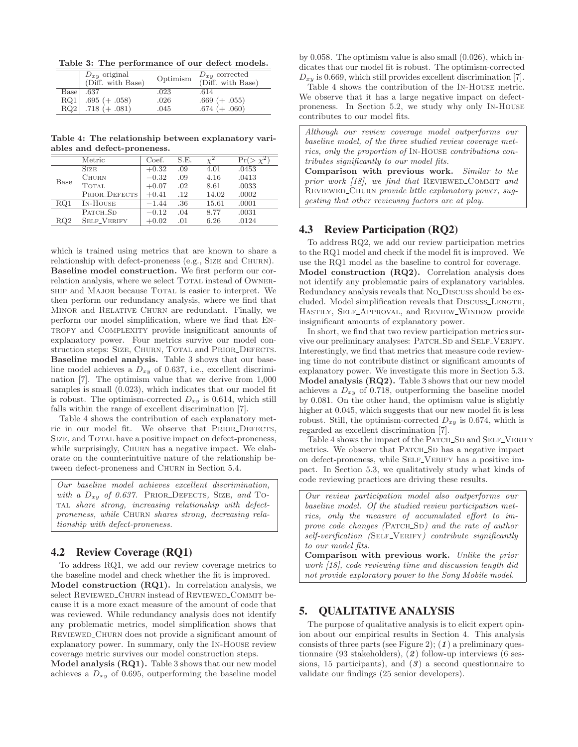**Table 3: The performance of our defect models.**

| | $D_{xy}$ original (Diff. with Base) | Optimism | $D_{xy}$ corrected (Diff. with Base) |
|---|---|---|---|
| Base | .637 | .023 | .614 |
| RQ1 | .695 (+ .058) | .026 | .669 (+ .055) |
| RQ2 | .718 (+ .081) | .045 | .674 (+ .060) |

**Table 4: The relationship between explanatory variables and defect-proneness.**

| | Metric | Coef. | S.E. | $\chi^2$ | Pr(> $\chi^2$) |
|---|---|---|---|---|---|
| Base | SIZE | +0.32 | .09 | 4.01 | .0453 |
| | CHURN | −0.32 | .09 | 4.16 | .0413 |
| | TOTAL | +0.07 | .02 | 8.61 | .0033 |
| | PRIOR_DEFECTS | +0.41 | .12 | 14.02 | .0002 |
| RQ1 | IN-HOUSE | −1.44 | .36 | 15.61 | .0001 |
| RQ2 | PATCH_SD | −0.12 | .04 | 8.77 | .0031 |
| | SELF_VERIFY | +0.02 | .01 | 6.26 | .0124 |

which is trained using metrics that are known to share a relationship with defect-proneness (e.g., SIZE and CHURN).

**Baseline model construction.** We first perform our correlation analysis, where we select TOTAL instead of OWNERSHIP and MAJOR because TOTAL is easier to interpret. We then perform our redundancy analysis, where we find that MINOR and RELATIVE_CHURN are redundant. Finally, we perform our model simplification, where we find that ENTROPY and COMPLEXITY provide insignificant amounts of explanatory power. Four metrics survive our model construction steps: SIZE, CHURN, TOTAL and PRIOR_DEFECTS.

**Baseline model analysis.** Table 3 shows that our baseline model achieves a $D_{xy}$ of 0.637, i.e., excellent discrimination [7]. The optimism value that we derive from 1,000 samples is small (0.023), which indicates that our model fit is robust. The optimism-corrected $D_{xy}$ is 0.614, which still falls within the range of excellent discrimination [7].

Table 4 shows the contribution of each explanatory metric in our model fit. We observe that PRIOR_DEFECTS, SIZE, and TOTAL have a positive impact on defect-proneness, while surprisingly, CHURN has a negative impact. We elaborate on the counterintuitive nature of the relationship between defect-proneness and CHURN in Section 5.4.

> *Our baseline model achieves excellent discrimination, with a $D_{xy}$ of 0.637.* PRIOR_DEFECTS, SIZE, *and* TOTAL *share strong, increasing relationship with defect-proneness, while* CHURN *shares strong, decreasing relationship with defect-proneness.*

## 4.2 Review Coverage (RQ1)

To address RQ1, we add our review coverage metrics to the baseline model and check whether the fit is improved.

**Model construction (RQ1).** In correlation analysis, we select REVIEWED_CHURN instead of REVIEWED_COMMIT because it is a more exact measure of the amount of code that was reviewed. While redundancy analysis does not identify any problematic metrics, model simplification shows that REVIEWED_CHURN does not provide a significant amount of explanatory power. In summary, only the IN-HOUSE review coverage metric survives our model construction steps.

**Model analysis (RQ1).** Table 3 shows that our new model achieves a $D_{xy}$ of 0.695, outperforming the baseline model by 0.058. The optimism value is also small (0.026), which indicates that our model fit is robust. The optimism-corrected $D_{xy}$ is 0.669, which still provides excellent discrimination [7].

Table 4 shows the contribution of the IN-HOUSE metric. We observe that it has a large negative impact on defect-proneness. In Section 5.2, we study why only IN-HOUSE contributes to our model fits.

> *Although our review coverage model outperforms our baseline model, of the three studied review coverage metrics, only the proportion of* IN-HOUSE *contributions contributes significantly to our model fits.*
>
> **Comparison with previous work.** *Similar to the prior work [18], we find that* REVIEWED_COMMIT *and* REVIEWED_CHURN *provide little explanatory power, suggesting that other reviewing factors are at play.*

## 4.3 Review Participation (RQ2)

To address RQ2, we add our review participation metrics to the RQ1 model and check if the model fit is improved. We use the RQ1 model as the baseline to control for coverage.

**Model construction (RQ2).** Correlation analysis does not identify any problematic pairs of explanatory variables. Redundancy analysis reveals that NO_DISCUSS should be excluded. Model simplification reveals that DISCUSS_LENGTH, HASTILY, SELF_APPROVAL, and REVIEW_WINDOW provide insignificant amounts of explanatory power.

In short, we find that two review participation metrics survive our preliminary analyses: PATCH_SD and SELF_VERIFY. Interestingly, we find that metrics that measure code reviewing time do not contribute distinct or significant amounts of explanatory power. We investigate this more in Section 5.3.

**Model analysis (RQ2).** Table 3 shows that our new model achieves a $D_{xy}$ of 0.718, outperforming the baseline model by 0.081. On the other hand, the optimism value is slightly higher at 0.045, which suggests that our new model fit is less robust. Still, the optimism-corrected $D_{xy}$ is 0.674, which is regarded as excellent discrimination [7].

Table 4 shows the impact of the PATCH_SD and SELF_VERIFY metrics. We observe that PATCH_SD has a negative impact on defect-proneness, while SELF_VERIFY has a positive impact. In Section 5.3, we qualitatively study what kinds of code reviewing practices are driving these results.

> *Our review participation model also outperforms our baseline model. Of the studied review participation metrics, only the measure of accumulated effort to improve code changes (*PATCH_SD*) and the rate of author self-verification (*SELF_VERIFY*) contribute significantly to our model fits.*
>
> **Comparison with previous work.** *Unlike the prior work [18], code reviewing time and discussion length did not provide exploratory power to the Sony Mobile model.*

# 5. QUALITATIVE ANALYSIS

The purpose of qualitative analysis is to elicit expert opinion about our empirical results in Section 4. This analysis consists of three parts (see Figure 2); (*1*) a preliminary questionnaire (93 stakeholders), (*2*) follow-up interviews (6 sessions, 15 participants), and (*3*) a second questionnaire to validate our findings (25 senior developers).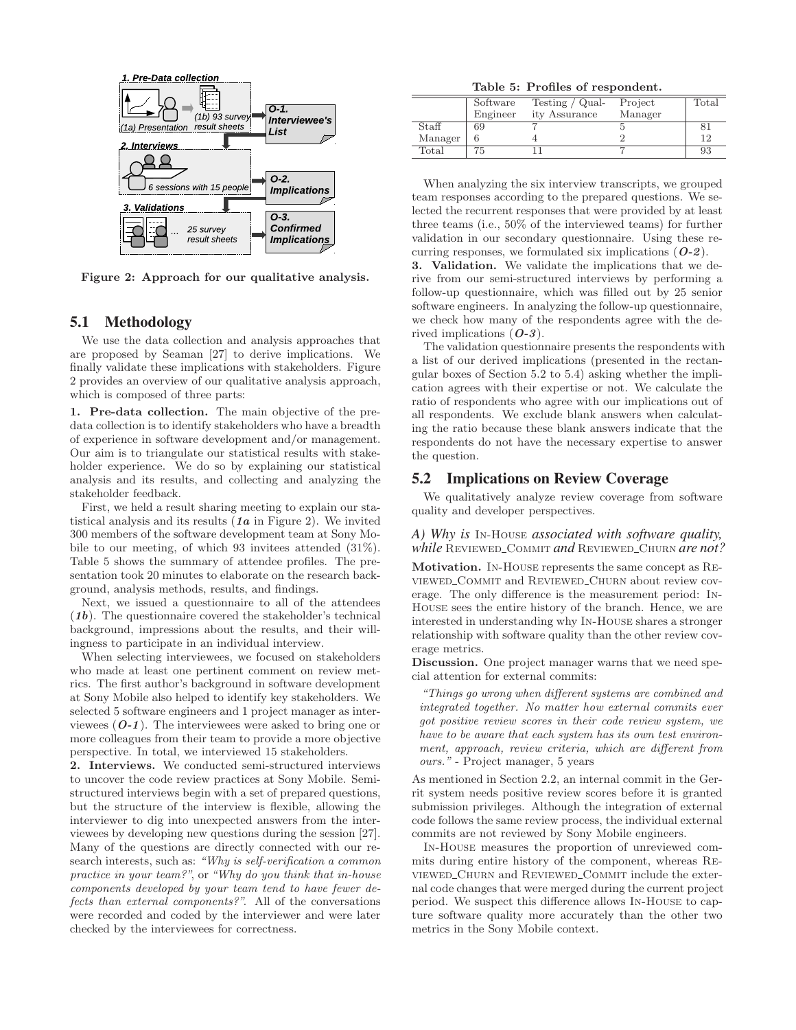Figure 2: Approach for our qualitative analysis.

## 5.1 Methodology

We use the data collection and analysis approaches that are proposed by Seaman [27] to derive implications. We finally validate these implications with stakeholders. Figure 2 provides an overview of our qualitative analysis approach, which is composed of three parts:

**1. Pre-data collection.** The main objective of the pre-data collection is to identify stakeholders who have a breadth of experience in software development and/or management. Our aim is to triangulate our statistical results with stakeholder experience. We do so by explaining our statistical analysis and its results, and collecting and analyzing the stakeholder feedback.

First, we held a result sharing meeting to explain our statistical analysis and its results (***1a*** in Figure 2). We invited 300 members of the software development team at Sony Mobile to our meeting, of which 93 invitees attended (31%). Table 5 shows the summary of attendee profiles. The presentation took 20 minutes to elaborate on the research background, analysis methods, results, and findings.

Next, we issued a questionnaire to all of the attendees (***1b***). The questionnaire covered the stakeholder's technical background, impressions about the results, and their willingness to participate in an individual interview.

When selecting interviewees, we focused on stakeholders who made at least one pertinent comment on review metrics. The first author's background in software development at Sony Mobile also helped to identify key stakeholders. We selected 5 software engineers and 1 project manager as interviewees (***O-1***). The interviewees were asked to bring one or more colleagues from their team to provide a more objective perspective. In total, we interviewed 15 stakeholders.

**2. Interviews.** We conducted semi-structured interviews to uncover the code review practices at Sony Mobile. Semi-structured interviews begin with a set of prepared questions, but the structure of the interview is flexible, allowing the interviewer to dig into unexpected answers from the interviewees by developing new questions during the session [27]. Many of the questions are directly connected with our research interests, such as: *"Why is self-verification a common practice in your team?"*, or *"Why do you think that in-house components developed by your team tend to have fewer defects than external components?"*. All of the conversations were recorded and coded by the interviewer and were later checked by the interviewees for correctness.

**Table 5: Profiles of respondent.**

| | Software Engineer | Testing / Quality Assurance | Project Manager | Total |
|---|---|---|---|---|
| Staff | 69 | 7 | 5 | 81 |
| Manager | 6 | 4 | 2 | 12 |
| Total | 75 | 11 | 7 | 93 |

When analyzing the six interview transcripts, we grouped team responses according to the prepared questions. We selected the recurrent responses that were provided by at least three teams (i.e., 50% of the interviewed teams) for further validation in our secondary questionnaire. Using these recurring responses, we formulated six implications (***O-2***).

**3. Validation.** We validate the implications that we derive from our semi-structured interviews by performing a follow-up questionnaire, which was filled out by 25 senior software engineers. In analyzing the follow-up questionnaire, we check how many of the respondents agree with the derived implications (***O-3***).

The validation questionnaire presents the respondents with a list of our derived implications (presented in the rectangular boxes of Section 5.2 to 5.4) asking whether the implication agrees with their expertise or not. We calculate the ratio of respondents who agree with our implications out of all respondents. We exclude blank answers when calculating the ratio because these blank answers indicate that the respondents do not have the necessary expertise to answer the question.

## 5.2 Implications on Review Coverage

We qualitatively analyze review coverage from software quality and developer perspectives.

### *A) Why is* IN-HOUSE *associated with software quality, while* REVIEWED_COMMIT *and* REVIEWED_CHURN *are not?*

**Motivation.** IN-HOUSE represents the same concept as REVIEWED_COMMIT and REVIEWED_CHURN about review coverage. The only difference is the measurement period: IN-HOUSE sees the entire history of the branch. Hence, we are interested in understanding why IN-HOUSE shares a stronger relationship with software quality than the other review coverage metrics.

**Discussion.** One project manager warns that we need special attention for external commits:

> *"Things go wrong when different systems are combined and integrated together. No matter how external commits ever got positive review scores in their code review system, we have to be aware that each system has its own test environment, approach, review criteria, which are different from ours."* - Project manager, 5 years

As mentioned in Section 2.2, an internal commit in the Gerrit system needs positive review scores before it is granted submission privileges. Although the integration of external code follows the same review process, the individual external commits are not reviewed by Sony Mobile engineers.

IN-HOUSE measures the proportion of unreviewed commits during entire history of the component, whereas REVIEWED_CHURN and REVIEWED_COMMIT include the external code changes that were merged during the current project period. We suspect this difference allows IN-HOUSE to capture software quality more accurately than the other two metrics in the Sony Mobile context.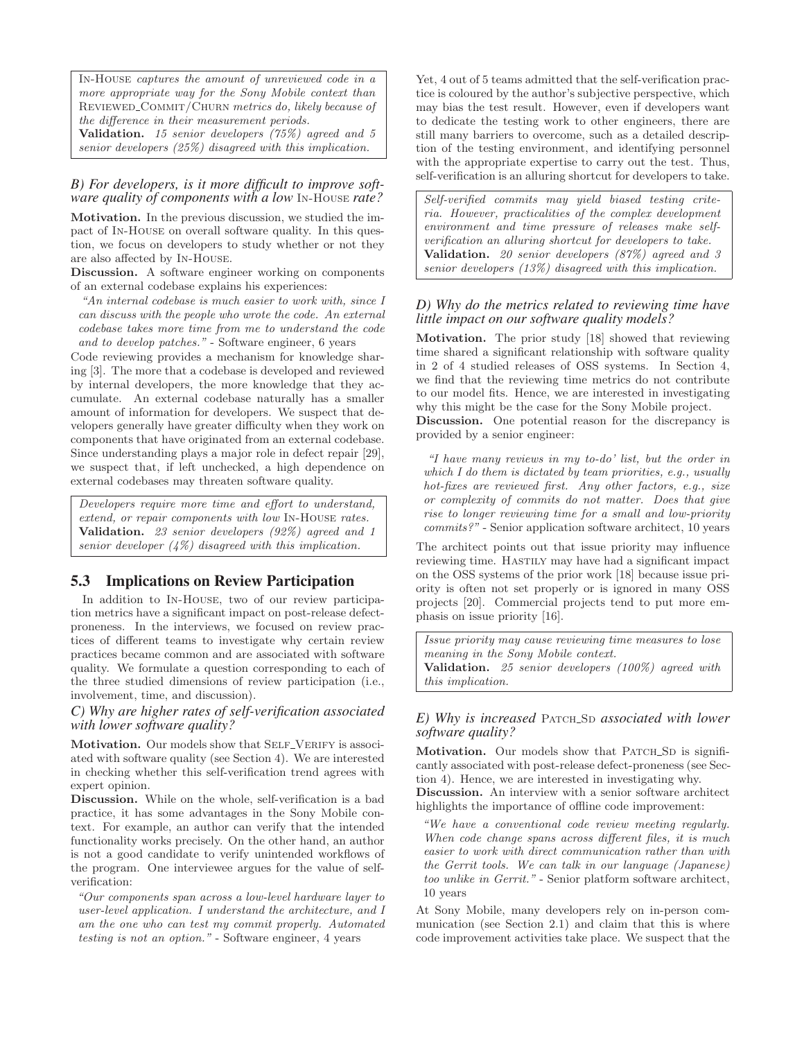*In-House captures the amount of unreviewed code in a more appropriate way for the Sony Mobile context than Reviewed_Commit/Churn metrics do, likely because of the difference in their measurement periods.*
**Validation.** *15 senior developers (75%) agreed and 5 senior developers (25%) disagreed with this implication.*

### *B) For developers, is it more difficult to improve software quality of components with a low In-House rate?*

**Motivation.** In the previous discussion, we studied the impact of In-House on overall software quality. In this question, we focus on developers to study whether or not they are also affected by In-House.

**Discussion.** A software engineer working on components of an external codebase explains his experiences:

*"An internal codebase is much easier to work with, since I can discuss with the people who wrote the code. An external codebase takes more time from me to understand the code and to develop patches."* - Software engineer, 6 years

Code reviewing provides a mechanism for knowledge sharing [3]. The more that a codebase is developed and reviewed by internal developers, the more knowledge that they accumulate. An external codebase naturally has a smaller amount of information for developers. We suspect that developers generally have greater difficulty when they work on components that have originated from an external codebase. Since understanding plays a major role in defect repair [29], we suspect that, if left unchecked, a high dependence on external codebases may threaten software quality.

*Developers require more time and effort to understand, extend, or repair components with low In-House rates.*
**Validation.** *23 senior developers (92%) agreed and 1 senior developer (4%) disagreed with this implication.*

## 5.3 Implications on Review Participation

In addition to In-House, two of our review participation metrics have a significant impact on post-release defect-proneness. In the interviews, we focused on review practices of different teams to investigate why certain review practices became common and are associated with software quality. We formulate a question corresponding to each of the three studied dimensions of review participation (i.e., involvement, time, and discussion).

### *C) Why are higher rates of self-verification associated with lower software quality?*

**Motivation.** Our models show that Self_Verify is associated with software quality (see Section 4). We are interested in checking whether this self-verification trend agrees with expert opinion.

**Discussion.** While on the whole, self-verification is a bad practice, it has some advantages in the Sony Mobile context. For example, an author can verify that the intended functionality works precisely. On the other hand, an author is not a good candidate to verify unintended workflows of the program. One interviewee argues for the value of self-verification:

*"Our components span across a low-level hardware layer to user-level application. I understand the architecture, and I am the one who can test my commit properly. Automated testing is not an option."* - Software engineer, 4 years

Yet, 4 out of 5 teams admitted that the self-verification practice is coloured by the author's subjective perspective, which may bias the test result. However, even if developers want to dedicate the testing work to other engineers, there are still many barriers to overcome, such as a detailed description of the testing environment, and identifying personnel with the appropriate expertise to carry out the test. Thus, self-verification is an alluring shortcut for developers to take.

*Self-verified commits may yield biased testing criteria. However, practicalities of the complex development environment and time pressure of releases make self-verification an alluring shortcut for developers to take.*
**Validation.** *20 senior developers (87%) agreed and 3 senior developers (13%) disagreed with this implication.*

### *D) Why do the metrics related to reviewing time have little impact on our software quality models?*

**Motivation.** The prior study [18] showed that reviewing time shared a significant relationship with software quality in 2 of 4 studied releases of OSS systems. In Section 4, we find that the reviewing time metrics do not contribute to our model fits. Hence, we are interested in investigating why this might be the case for the Sony Mobile project.

**Discussion.** One potential reason for the discrepancy is provided by a senior engineer:

*"I have many reviews in my to-do' list, but the order in which I do them is dictated by team priorities, e.g., usually hot-fixes are reviewed first. Any other factors, e.g., size or complexity of commits do not matter. Does that give rise to longer reviewing time for a small and low-priority commits?"* - Senior application software architect, 10 years

The architect points out that issue priority may influence reviewing time. Hastily may have had a significant impact on the OSS systems of the prior work [18] because issue priority is often not set properly or is ignored in many OSS projects [20]. Commercial projects tend to put more emphasis on issue priority [16].

*Issue priority may cause reviewing time measures to lose meaning in the Sony Mobile context.*
**Validation.** *25 senior developers (100%) agreed with this implication.*

### *E) Why is increased Patch_Sd associated with lower software quality?*

**Motivation.** Our models show that Patch_Sd is significantly associated with post-release defect-proneness (see Section 4). Hence, we are interested in investigating why.

**Discussion.** An interview with a senior software architect highlights the importance of offline code improvement:

*"We have a conventional code review meeting regularly. When code change spans across different files, it is much easier to work with direct communication rather than with the Gerrit tools. We can talk in our language (Japanese) too unlike in Gerrit."* - Senior platform software architect, 10 years

At Sony Mobile, many developers rely on in-person communication (see Section 2.1) and claim that this is where code improvement activities take place. We suspect that the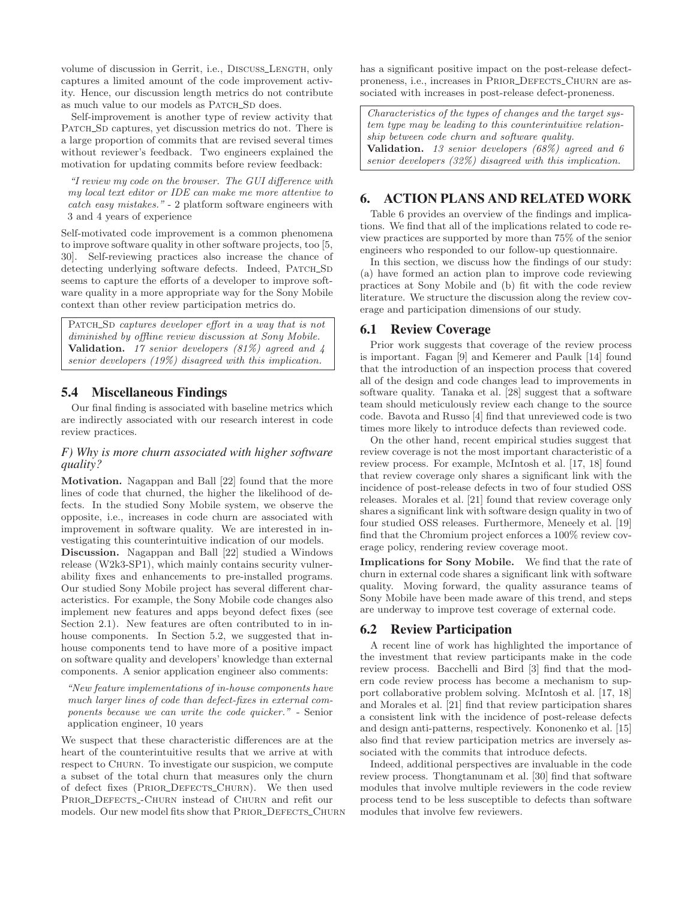volume of discussion in Gerrit, i.e., DISCUSS_LENGTH, only captures a limited amount of the code improvement activity. Hence, our discussion length metrics do not contribute as much value to our models as PATCH_SD does.

Self-improvement is another type of review activity that PATCH_SD captures, yet discussion metrics do not. There is a large proportion of commits that are revised several times without reviewer's feedback. Two engineers explained the motivation for updating commits before review feedback:

> *"I review my code on the browser. The GUI difference with my local text editor or IDE can make me more attentive to catch easy mistakes."* - 2 platform software engineers with 3 and 4 years of experience

Self-motivated code improvement is a common phenomena to improve software quality in other software projects, too [5, 30]. Self-reviewing practices also increase the chance of detecting underlying software defects. Indeed, PATCH_SD seems to capture the efforts of a developer to improve software quality in a more appropriate way for the Sony Mobile context than other review participation metrics do.

> *PATCH_SD captures developer effort in a way that is not diminished by offline review discussion at Sony Mobile.*
> **Validation.** *17 senior developers (81%) agreed and 4 senior developers (19%) disagreed with this implication.*

## 5.4 Miscellaneous Findings

Our final finding is associated with baseline metrics which are indirectly associated with our research interest in code review practices.

### *F) Why is more churn associated with higher software quality?*

**Motivation.** Nagappan and Ball [22] found that the more lines of code that churned, the higher the likelihood of defects. In the studied Sony Mobile system, we observe the opposite, i.e., increases in code churn are associated with improvement in software quality. We are interested in investigating this counterintuitive indication of our models.

**Discussion.** Nagappan and Ball [22] studied a Windows release (W2k3-SP1), which mainly contains security vulnerability fixes and enhancements to pre-installed programs. Our studied Sony Mobile project has several different characteristics. For example, the Sony Mobile code changes also implement new features and apps beyond defect fixes (see Section 2.1). New features are often contributed to in-house components. In Section 5.2, we suggested that in-house components tend to have more of a positive impact on software quality and developers' knowledge than external components. A senior application engineer also comments:

> *"New feature implementations of in-house components have much larger lines of code than defect-fixes in external components because we can write the code quicker."* - Senior application engineer, 10 years

We suspect that these characteristic differences are at the heart of the counterintuitive results that we arrive at with respect to CHURN. To investigate our suspicion, we compute a subset of the total churn that measures only the churn of defect fixes (PRIOR_DEFECTS_CHURN). We then used PRIOR_DEFECTS_-CHURN instead of CHURN and refit our models. Our new model fits show that PRIOR_DEFECTS_CHURN has a significant positive impact on the post-release defect-proneness, i.e., increases in PRIOR_DEFECTS_CHURN are associated with increases in post-release defect-proneness.

> *Characteristics of the types of changes and the target system type may be leading to this counterintuitive relationship between code churn and software quality.*
> **Validation.** *13 senior developers (68%) agreed and 6 senior developers (32%) disagreed with this implication.*

# 6. ACTION PLANS AND RELATED WORK

Table 6 provides an overview of the findings and implications. We find that all of the implications related to code review practices are supported by more than 75% of the senior engineers who responded to our follow-up questionnaire.

In this section, we discuss how the findings of our study: (a) have formed an action plan to improve code reviewing practices at Sony Mobile and (b) fit with the code review literature. We structure the discussion along the review coverage and participation dimensions of our study.

## 6.1 Review Coverage

Prior work suggests that coverage of the review process is important. Fagan [9] and Kemerer and Paulk [14] found that the introduction of an inspection process that covered all of the design and code changes lead to improvements in software quality. Tanaka et al. [28] suggest that a software team should meticulously review each change to the source code. Bavota and Russo [4] find that unreviewed code is two times more likely to introduce defects than reviewed code.

On the other hand, recent empirical studies suggest that review coverage is not the most important characteristic of a review process. For example, McIntosh et al. [17, 18] found that review coverage only shares a significant link with the incidence of post-release defects in two of four studied OSS releases. Morales et al. [21] found that review coverage only shares a significant link with software design quality in two of four studied OSS releases. Furthermore, Meneely et al. [19] find that the Chromium project enforces a 100% review coverage policy, rendering review coverage moot.

**Implications for Sony Mobile.** We find that the rate of churn in external code shares a significant link with software quality. Moving forward, the quality assurance teams of Sony Mobile have been made aware of this trend, and steps are underway to improve test coverage of external code.

## 6.2 Review Participation

A recent line of work has highlighted the importance of the investment that review participants make in the code review process. Bacchelli and Bird [3] find that the modern code review process has become a mechanism to support collaborative problem solving. McIntosh et al. [17, 18] and Morales et al. [21] find that review participation shares a consistent link with the incidence of post-release defects and design anti-patterns, respectively. Kononenko et al. [15] also find that review participation metrics are inversely associated with the commits that introduce defects.

Indeed, additional perspectives are invaluable in the code review process. Thongtanunam et al. [30] find that software modules that involve multiple reviewers in the code review process tend to be less susceptible to defects than software modules that involve few reviewers.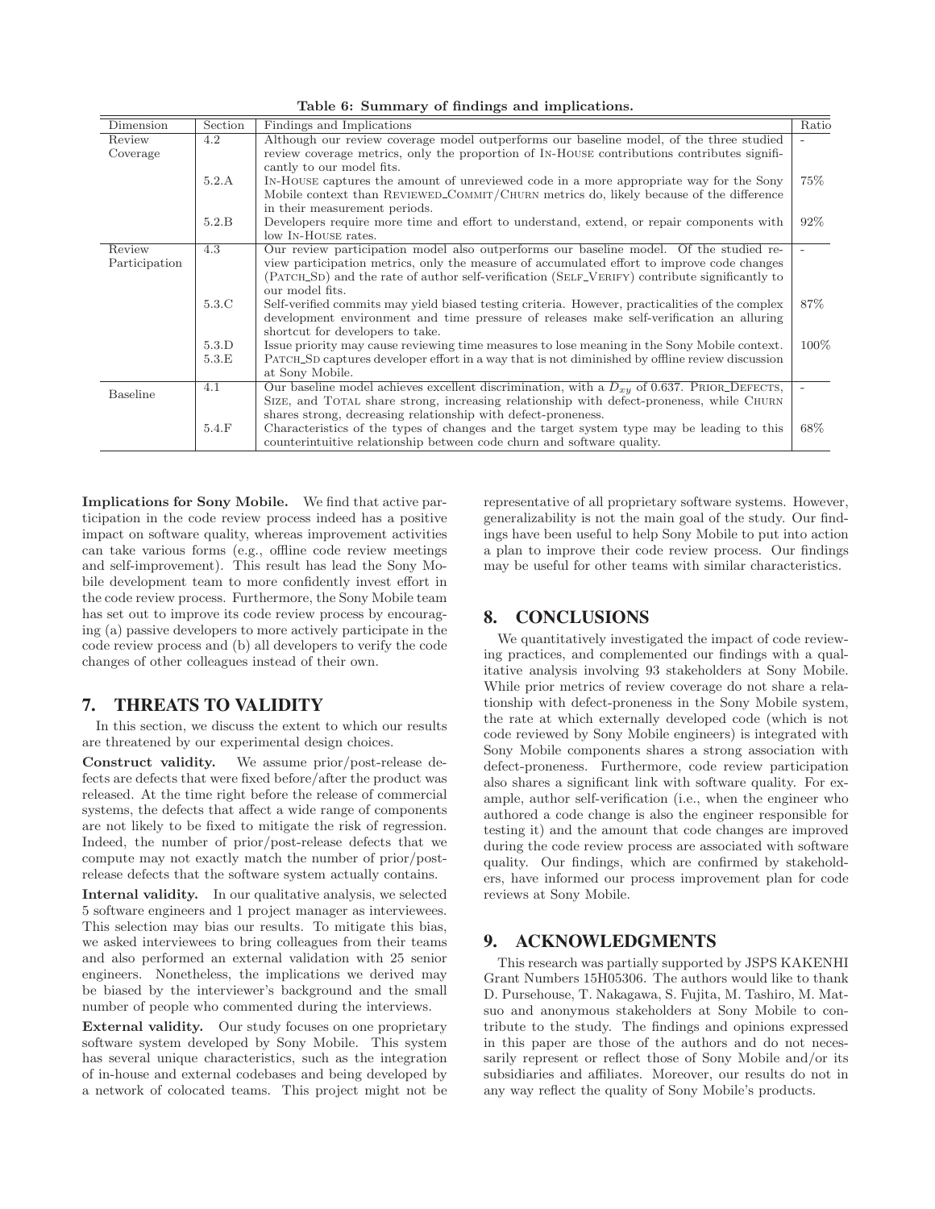Table 6: Summary of findings and implications.

| Dimension | Section | Findings and Implications | Ratio |
|---|---|---|---|
| Review Coverage | 4.2 | Although our review coverage model outperforms our baseline model, of the three studied review coverage metrics, only the proportion of IN-HOUSE contributions contributes significantly to our model fits. | - |
| | 5.2.A | IN-HOUSE captures the amount of unreviewed code in a more appropriate way for the Sony Mobile context than REVIEWED_COMMIT/CHURN metrics do, likely because of the difference in their measurement periods. | 75% |
| | 5.2.B | Developers require more time and effort to understand, extend, or repair components with low IN-HOUSE rates. | 92% |
| Review Participation | 4.3 | Our review participation model also outperforms our baseline model. Of the studied review participation metrics, only the measure of accumulated effort to improve code changes (PATCH_SD) and the rate of author self-verification (SELF_VERIFY) contribute significantly to our model fits. | - |
| | 5.3.C | Self-verified commits may yield biased testing criteria. However, practicalities of the complex development environment and time pressure of releases make self-verification an alluring shortcut for developers to take. | 87% |
| | 5.3.D | Issue priority may cause reviewing time measures to lose meaning in the Sony Mobile context. | 100% |
| | 5.3.E | PATCH_SD captures developer effort in a way that is not diminished by offline review discussion at Sony Mobile. | |
| Baseline | 4.1 | Our baseline model achieves excellent discrimination, with a $D_{xy}$ of 0.637. PRIOR_DEFECTS, SIZE, and TOTAL share strong, increasing relationship with defect-proneness, while CHURN shares strong, decreasing relationship with defect-proneness. | - |
| | 5.4.F | Characteristics of the types of changes and the target system type may be leading to this counterintuitive relationship between code churn and software quality. | 68% |

**Implications for Sony Mobile.** We find that active participation in the code review process indeed has a positive impact on software quality, whereas improvement activities can take various forms (e.g., offline code review meetings and self-improvement). This result has lead the Sony Mobile development team to more confidently invest effort in the code review process. Furthermore, the Sony Mobile team has set out to improve its code review process by encouraging (a) passive developers to more actively participate in the code review process and (b) all developers to verify the code changes of other colleagues instead of their own.

## 7. THREATS TO VALIDITY

In this section, we discuss the extent to which our results are threatened by our experimental design choices.

**Construct validity.** We assume prior/post-release defects are defects that were fixed before/after the product was released. At the time right before the release of commercial systems, the defects that affect a wide range of components are not likely to be fixed to mitigate the risk of regression. Indeed, the number of prior/post-release defects that we compute may not exactly match the number of prior/post-release defects that the software system actually contains.

**Internal validity.** In our qualitative analysis, we selected 5 software engineers and 1 project manager as interviewees. This selection may bias our results. To mitigate this bias, we asked interviewees to bring colleagues from their teams and also performed an external validation with 25 senior engineers. Nonetheless, the implications we derived may be biased by the interviewer's background and the small number of people who commented during the interviews.

**External validity.** Our study focuses on one proprietary software system developed by Sony Mobile. This system has several unique characteristics, such as the integration of in-house and external codebases and being developed by a network of colocated teams. This project might not be representative of all proprietary software systems. However, generalizability is not the main goal of the study. Our findings have been useful to help Sony Mobile to put into action a plan to improve their code review process. Our findings may be useful for other teams with similar characteristics.

## 8. CONCLUSIONS

We quantitatively investigated the impact of code reviewing practices, and complemented our findings with a qualitative analysis involving 93 stakeholders at Sony Mobile. While prior metrics of review coverage do not share a relationship with defect-proneness in the Sony Mobile system, the rate at which externally developed code (which is not code reviewed by Sony Mobile engineers) is integrated with Sony Mobile components shares a strong association with defect-proneness. Furthermore, code review participation also shares a significant link with software quality. For example, author self-verification (i.e., when the engineer who authored a code change is also the engineer responsible for testing it) and the amount that code changes are improved during the code review process are associated with software quality. Our findings, which are confirmed by stakeholders, have informed our process improvement plan for code reviews at Sony Mobile.

## 9. ACKNOWLEDGMENTS

This research was partially supported by JSPS KAKENHI Grant Numbers 15H05306. The authors would like to thank D. Pursehouse, T. Nakagawa, S. Fujita, M. Tashiro, M. Matsuo and anonymous stakeholders at Sony Mobile to contribute to the study. The findings and opinions expressed in this paper are those of the authors and do not necessarily represent or reflect those of Sony Mobile and/or its subsidiaries and affiliates. Moreover, our results do not in any way reflect the quality of Sony Mobile's products.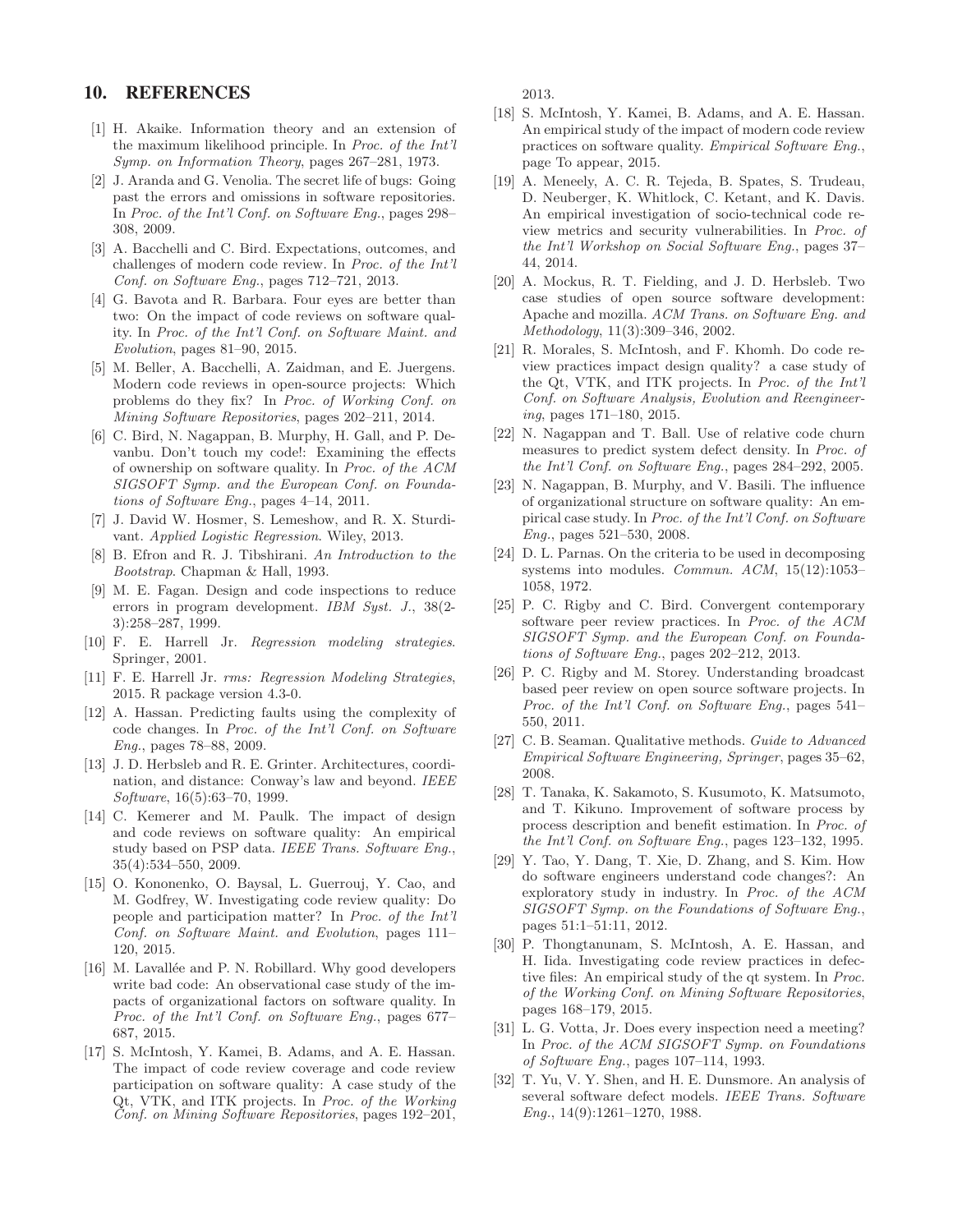## 10. REFERENCES

[1] H. Akaike. Information theory and an extension of the maximum likelihood principle. In *Proc. of the Int'l Symp. on Information Theory*, pages 267–281, 1973.

[2] J. Aranda and G. Venolia. The secret life of bugs: Going past the errors and omissions in software repositories. In *Proc. of the Int'l Conf. on Software Eng.*, pages 298–308, 2009.

[3] A. Bacchelli and C. Bird. Expectations, outcomes, and challenges of modern code review. In *Proc. of the Int'l Conf. on Software Eng.*, pages 712–721, 2013.

[4] G. Bavota and R. Barbara. Four eyes are better than two: On the impact of code reviews on software quality. In *Proc. of the Int'l Conf. on Software Maint. and Evolution*, pages 81–90, 2015.

[5] M. Beller, A. Bacchelli, A. Zaidman, and E. Juergens. Modern code reviews in open-source projects: Which problems do they fix? In *Proc. of Working Conf. on Mining Software Repositories*, pages 202–211, 2014.

[6] C. Bird, N. Nagappan, B. Murphy, H. Gall, and P. Devanbu. Don't touch my code!: Examining the effects of ownership on software quality. In *Proc. of the ACM SIGSOFT Symp. and the European Conf. on Foundations of Software Eng.*, pages 4–14, 2011.

[7] J. David W. Hosmer, S. Lemeshow, and R. X. Sturdivant. *Applied Logistic Regression*. Wiley, 2013.

[8] B. Efron and R. J. Tibshirani. *An Introduction to the Bootstrap*. Chapman & Hall, 1993.

[9] M. E. Fagan. Design and code inspections to reduce errors in program development. *IBM Syst. J.*, 38(2-3):258–287, 1999.

[10] F. E. Harrell Jr. *Regression modeling strategies*. Springer, 2001.

[11] F. E. Harrell Jr. *rms: Regression Modeling Strategies*, 2015. R package version 4.3-0.

[12] A. Hassan. Predicting faults using the complexity of code changes. In *Proc. of the Int'l Conf. on Software Eng.*, pages 78–88, 2009.

[13] J. D. Herbsleb and R. E. Grinter. Architectures, coordination, and distance: Conway's law and beyond. *IEEE Software*, 16(5):63–70, 1999.

[14] C. Kemerer and M. Paulk. The impact of design and code reviews on software quality: An empirical study based on PSP data. *IEEE Trans. Software Eng.*, 35(4):534–550, 2009.

[15] O. Kononenko, O. Baysal, L. Guerrouj, Y. Cao, and M. Godfrey, W. Investigating code review quality: Do people and participation matter? In *Proc. of the Int'l Conf. on Software Maint. and Evolution*, pages 111–120, 2015.

[16] M. Lavallée and P. N. Robillard. Why good developers write bad code: An observational case study of the impacts of organizational factors on software quality. In *Proc. of the Int'l Conf. on Software Eng.*, pages 677–687, 2015.

[17] S. McIntosh, Y. Kamei, B. Adams, and A. E. Hassan. The impact of code review coverage and code review participation on software quality: A case study of the Qt, VTK, and ITK projects. In *Proc. of the Working Conf. on Mining Software Repositories*, pages 192–201, 2013.

[18] S. McIntosh, Y. Kamei, B. Adams, and A. E. Hassan. An empirical study of the impact of modern code review practices on software quality. *Empirical Software Eng.*, page To appear, 2015.

[19] A. Meneely, A. C. R. Tejeda, B. Spates, S. Trudeau, D. Neuberger, K. Whitlock, C. Ketant, and K. Davis. An empirical investigation of socio-technical code review metrics and security vulnerabilities. In *Proc. of the Int'l Workshop on Social Software Eng.*, pages 37–44, 2014.

[20] A. Mockus, R. T. Fielding, and J. D. Herbsleb. Two case studies of open source software development: Apache and mozilla. *ACM Trans. on Software Eng. and Methodology*, 11(3):309–346, 2002.

[21] R. Morales, S. McIntosh, and F. Khomh. Do code review practices impact design quality? a case study of the Qt, VTK, and ITK projects. In *Proc. of the Int'l Conf. on Software Analysis, Evolution and Reengineering*, pages 171–180, 2015.

[22] N. Nagappan and T. Ball. Use of relative code churn measures to predict system defect density. In *Proc. of the Int'l Conf. on Software Eng.*, pages 284–292, 2005.

[23] N. Nagappan, B. Murphy, and V. Basili. The influence of organizational structure on software quality: An empirical case study. In *Proc. of the Int'l Conf. on Software Eng.*, pages 521–530, 2008.

[24] D. L. Parnas. On the criteria to be used in decomposing systems into modules. *Commun. ACM*, 15(12):1053–1058, 1972.

[25] P. C. Rigby and C. Bird. Convergent contemporary software peer review practices. In *Proc. of the ACM SIGSOFT Symp. and the European Conf. on Foundations of Software Eng.*, pages 202–212, 2013.

[26] P. C. Rigby and M. Storey. Understanding broadcast based peer review on open source software projects. In *Proc. of the Int'l Conf. on Software Eng.*, pages 541–550, 2011.

[27] C. B. Seaman. Qualitative methods. *Guide to Advanced Empirical Software Engineering, Springer*, pages 35–62, 2008.

[28] T. Tanaka, K. Sakamoto, S. Kusumoto, K. Matsumoto, and T. Kikuno. Improvement of software process by process description and benefit estimation. In *Proc. of the Int'l Conf. on Software Eng.*, pages 123–132, 1995.

[29] Y. Tao, Y. Dang, T. Xie, D. Zhang, and S. Kim. How do software engineers understand code changes?: An exploratory study in industry. In *Proc. of the ACM SIGSOFT Symp. on the Foundations of Software Eng.*, pages 51:1–51:11, 2012.

[30] P. Thongtanunam, S. McIntosh, A. E. Hassan, and H. Iida. Investigating code review practices in defective files: An empirical study of the qt system. In *Proc. of the Working Conf. on Mining Software Repositories*, pages 168–179, 2015.

[31] L. G. Votta, Jr. Does every inspection need a meeting? In *Proc. of the ACM SIGSOFT Symp. on Foundations of Software Eng.*, pages 107–114, 1993.

[32] T. Yu, V. Y. Shen, and H. E. Dunsmore. An analysis of several software defect models. *IEEE Trans. Software Eng.*, 14(9):1261–1270, 1988.